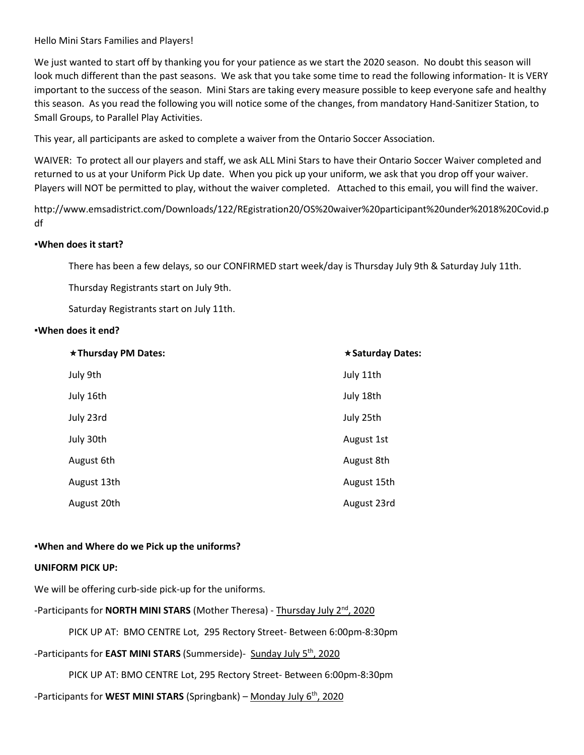Hello Mini Stars Families and Players!

We just wanted to start off by thanking you for your patience as we start the 2020 season. No doubt this season will look much different than the past seasons. We ask that you take some time to read the following information- It is VERY important to the success of the season. Mini Stars are taking every measure possible to keep everyone safe and healthy this season. As you read the following you will notice some of the changes, from mandatory Hand-Sanitizer Station, to Small Groups, to Parallel Play Activities.

This year, all participants are asked to complete a waiver from the Ontario Soccer Association.

WAIVER: To protect all our players and staff, we ask ALL Mini Stars to have their Ontario Soccer Waiver completed and returned to us at your Uniform Pick Up date. When you pick up your uniform, we ask that you drop off your waiver. Players will NOT be permitted to play, without the waiver completed. Attached to this email, you will find the waiver.

http://www.emsadistrict.com/Downloads/122/REgistration20/OS%20waiver%20participant%20under%2018%20Covid.pdf

### ▪When does it start?

There has been a few delays, so our CONFIRMED start week/day is Thursday July 9th & Saturday July 11th.

Thursday Registrants start on July 9th.

Saturday Registrants start on July 11th.

### ▪When does it end?

| ★Thursday PM Dates: | ★Saturday Dates: |
|---|---|
| July 9th | July 11th |
| July 16th | July 18th |
| July 23rd | July 25th |
| July 30th | August 1st |
| August 6th | August 8th |
| August 13th | August 15th |
| August 20th | August 23rd |

### ▪When and Where do we Pick up the uniforms?

**UNIFORM PICK UP:**

We will be offering curb-side pick-up for the uniforms.

-Participants for **NORTH MINI STARS** (Mother Theresa) - Thursday July 2nd, 2020

PICK UP AT: BMO CENTRE Lot, 295 Rectory Street- Between 6:00pm-8:30pm

-Participants for **EAST MINI STARS** (Summerside)- Sunday July 5th, 2020

PICK UP AT: BMO CENTRE Lot, 295 Rectory Street- Between 6:00pm-8:30pm

-Participants for **WEST MINI STARS** (Springbank) – Monday July 6th, 2020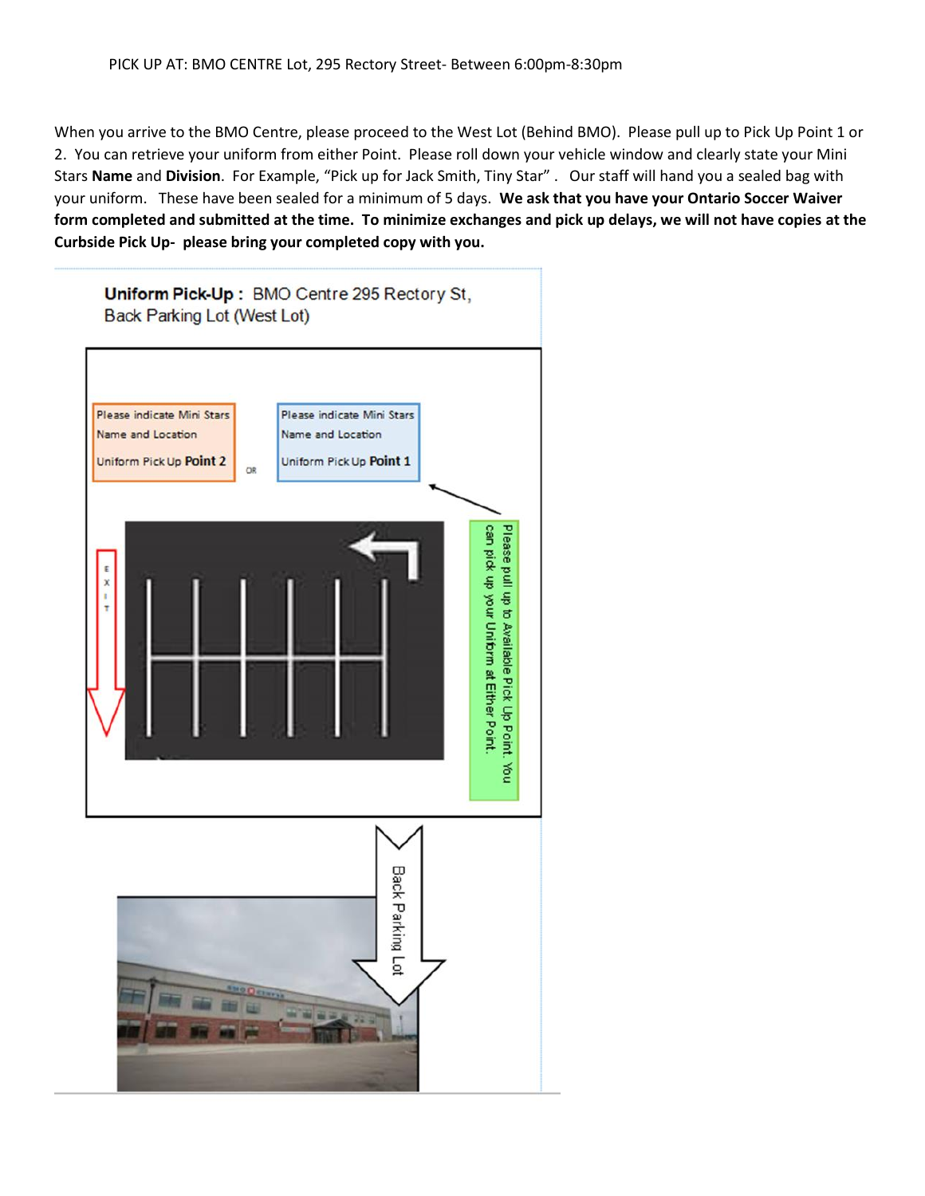PICK UP AT: BMO CENTRE Lot, 295 Rectory Street- Between 6:00pm-8:30pm

When you arrive to the BMO Centre, please proceed to the West Lot (Behind BMO). Please pull up to Pick Up Point 1 or 2. You can retrieve your uniform from either Point. Please roll down your vehicle window and clearly state your Mini Stars **Name** and **Division**. For Example, "Pick up for Jack Smith, Tiny Star". Our staff will hand you a sealed bag with your uniform. These have been sealed for a minimum of 5 days. **We ask that you have your Ontario Soccer Waiver form completed and submitted at the time. To minimize exchanges and pick up delays, we will not have copies at the Curbside Pick Up- please bring your completed copy with you.**

**Uniform Pick-Up :** BMO Centre 295 Rectory St, Back Parking Lot (West Lot)

Please indicate Mini Stars Name and Location

Uniform Pick Up **Point 2**

OR

Please indicate Mini Stars Name and Location

Uniform Pick Up **Point 1**

Please pull up to Available Pick Up Point. You can pick up your Uniform at Either Point.

EXIT

Back Parking Lot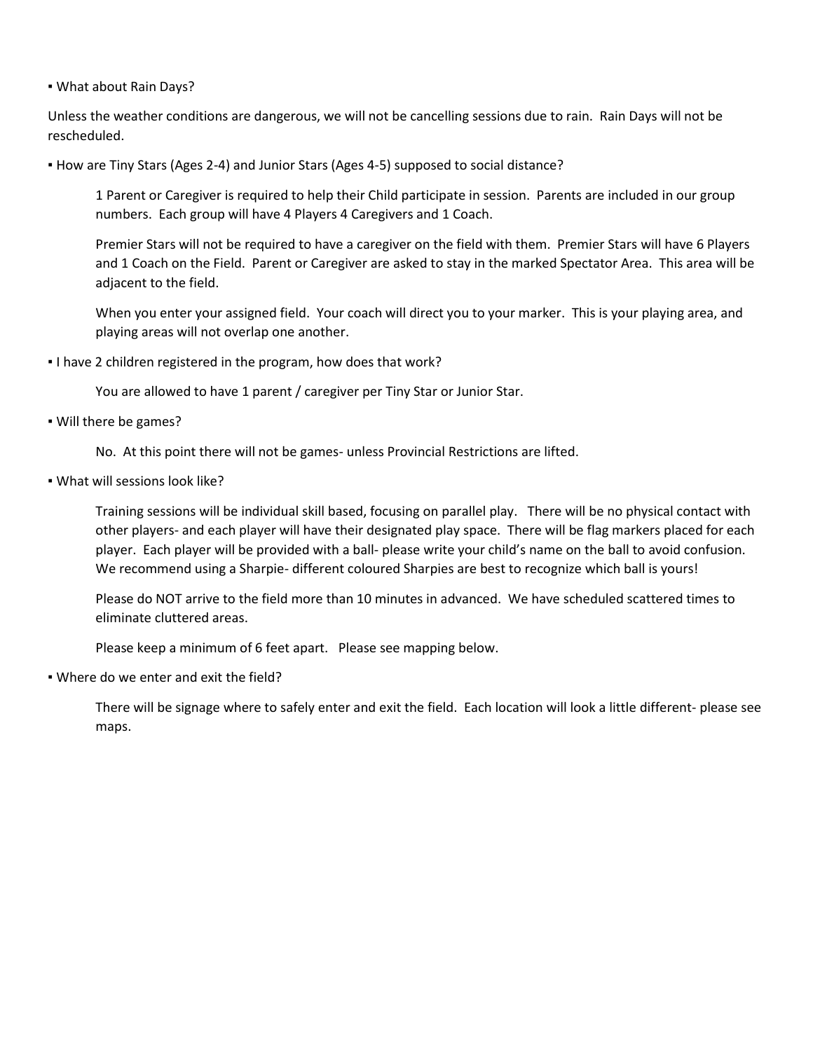▪ What about Rain Days?

Unless the weather conditions are dangerous, we will not be cancelling sessions due to rain. Rain Days will not be rescheduled.

▪ How are Tiny Stars (Ages 2-4) and Junior Stars (Ages 4-5) supposed to social distance?

> 1 Parent or Caregiver is required to help their Child participate in session. Parents are included in our group numbers. Each group will have 4 Players 4 Caregivers and 1 Coach.
>
> Premier Stars will not be required to have a caregiver on the field with them. Premier Stars will have 6 Players and 1 Coach on the Field. Parent or Caregiver are asked to stay in the marked Spectator Area. This area will be adjacent to the field.
>
> When you enter your assigned field. Your coach will direct you to your marker. This is your playing area, and playing areas will not overlap one another.

▪ I have 2 children registered in the program, how does that work?

> You are allowed to have 1 parent / caregiver per Tiny Star or Junior Star.

▪ Will there be games?

> No. At this point there will not be games- unless Provincial Restrictions are lifted.

▪ What will sessions look like?

> Training sessions will be individual skill based, focusing on parallel play. There will be no physical contact with other players- and each player will have their designated play space. There will be flag markers placed for each player. Each player will be provided with a ball- please write your child's name on the ball to avoid confusion. We recommend using a Sharpie- different coloured Sharpies are best to recognize which ball is yours!
>
> Please do NOT arrive to the field more than 10 minutes in advanced. We have scheduled scattered times to eliminate cluttered areas.
>
> Please keep a minimum of 6 feet apart. Please see mapping below.

▪ Where do we enter and exit the field?

> There will be signage where to safely enter and exit the field. Each location will look a little different- please see maps.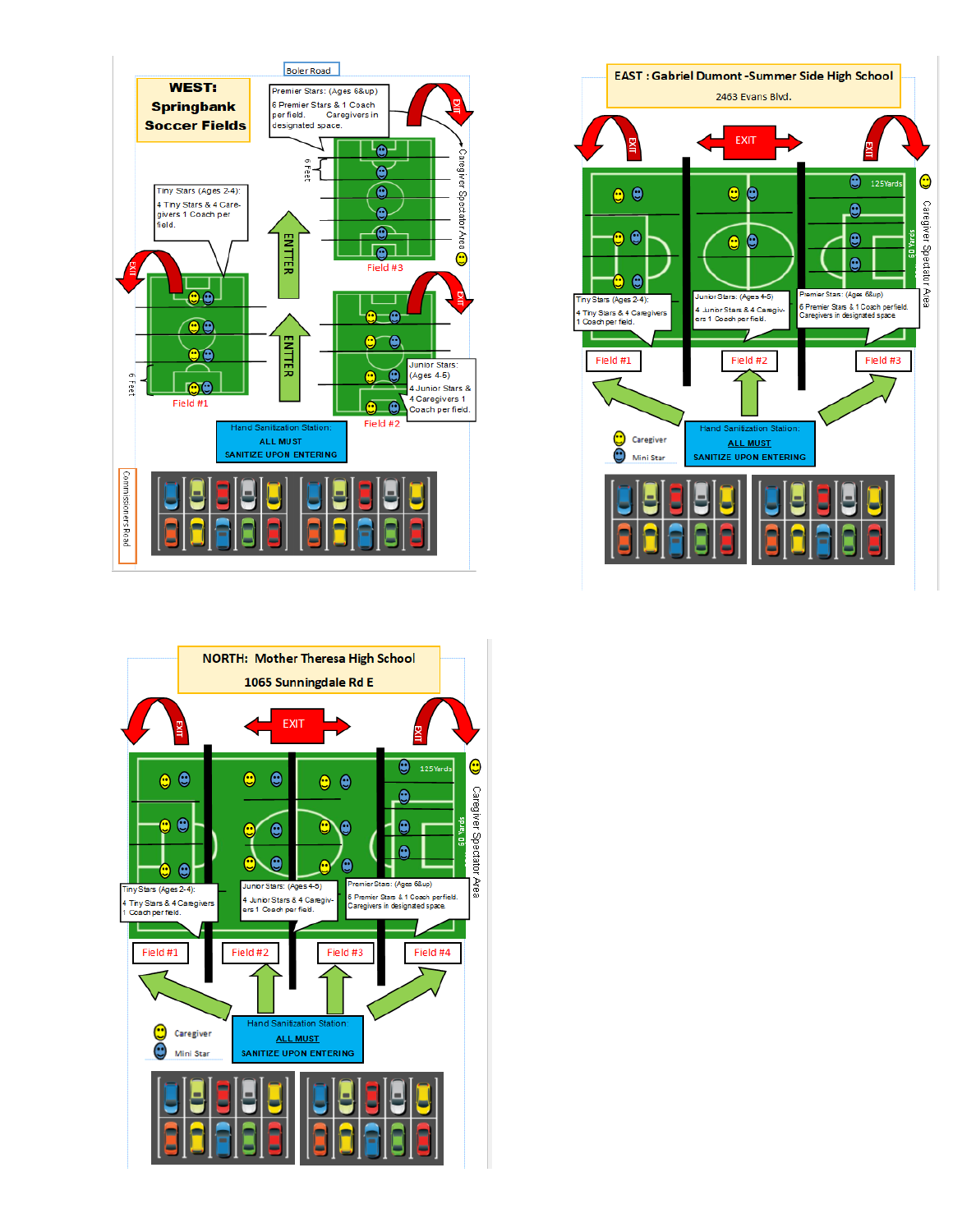## WEST: Springbank Soccer Fields

Boler Road

Premier Stars: (Ages 6&up)
6 Premier Stars & 1 Coach per field. Caregivers in designated space.

Tiny Stars (Ages 2-4):
4 Tiny Stars & 4 Caregivers 1 Coach per field.

Junior Stars: (Ages 4-5)
4 Junior Stars & 4 Caregivers 1 Coach per field.

6 Feet

ENTER

ENTER

EXIT

Caregiver Spectator Area

Field #1

Field #2

Field #3

Hand Sanitization Station:
ALL MUST
SANITIZE UPON ENTERING

Commissioners Road

## EAST : Gabriel Dumont -Summer Side High School

2463 Evans Blvd.

EXIT

125Yards

60 Yards

Caregiver Spectator Area

Tiny Stars (Ages 2-4):
4 Tiny Stars & 4 Caregivers
1 Coach per field.

Junior Stars: (Ages 4-5)
4 Junior Stars & 4 Caregivers 1 Coach per field.

Premier Stars: (Ages 6&up)
6 Premier Stars & 1 Coach per field.
Caregivers in designated space

Field #1

Field #2

Field #3

Caregiver

Mini Star

Hand Sanitization Station:
ALL MUST
SANITIZE UPON ENTERING

## NORTH: Mother Theresa High School

1065 Sunningdale Rd E

EXIT

125Yards

60 Yards

Caregiver Spectator Area

Tiny Stars (Ages 2-4):
4 Tiny Stars & 4 Caregivers
1 Coach per field.

Junior Stars: (Ages 4-5)
4 Junior Stars & 4 Caregivers 1 Coach per field.

Premier Stars: (Ages 6&up)
6 Premier Stars & 1 Coach per field.
Caregivers in designated space.

Field #1

Field #2

Field #3

Field #4

Caregiver

Mini Star

Hand Sanitization Station:
ALL MUST
SANITIZE UPON ENTERING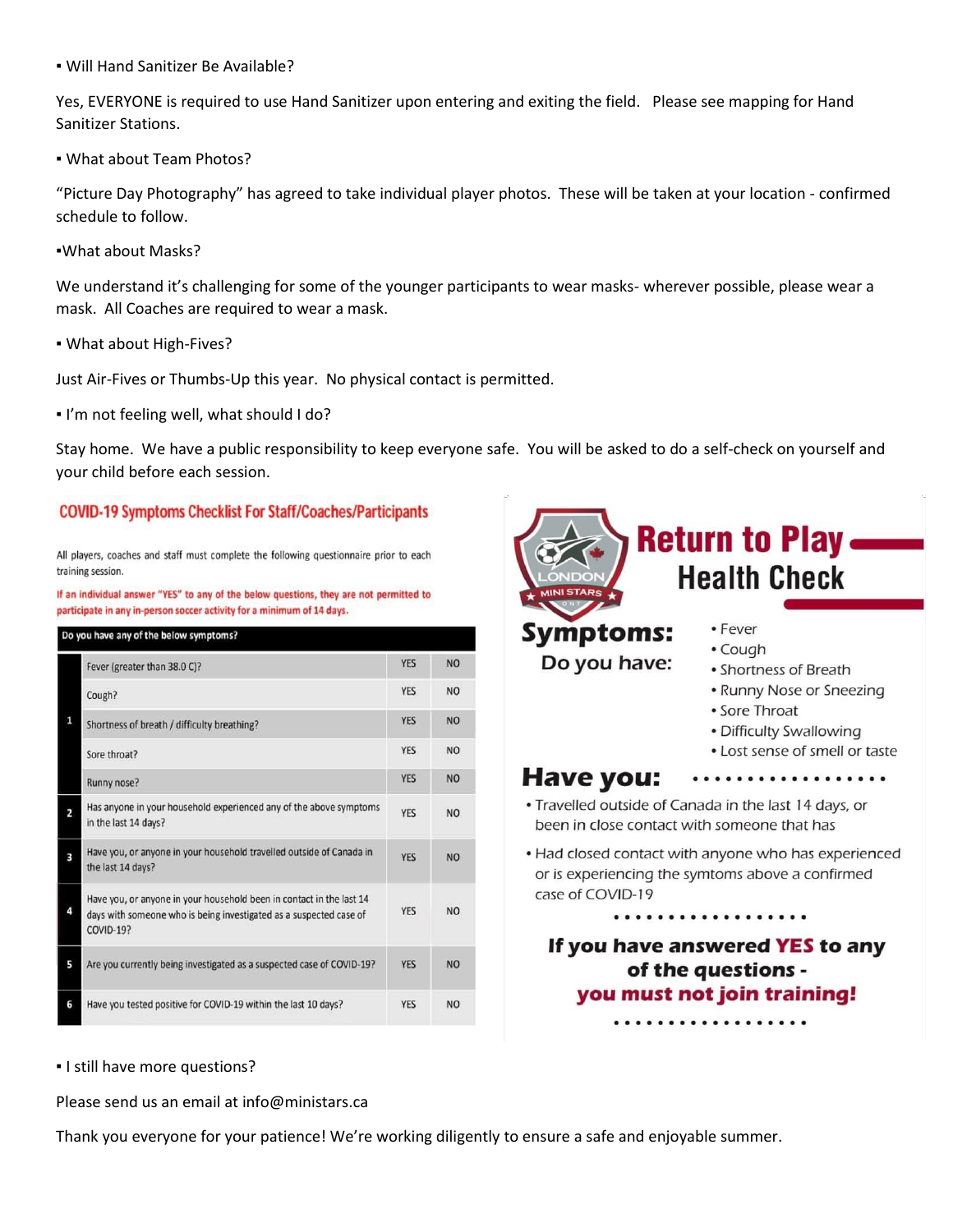▪ Will Hand Sanitizer Be Available?

Yes, EVERYONE is required to use Hand Sanitizer upon entering and exiting the field. Please see mapping for Hand Sanitizer Stations.

▪ What about Team Photos?

"Picture Day Photography" has agreed to take individual player photos. These will be taken at your location - confirmed schedule to follow.

▪What about Masks?

We understand it's challenging for some of the younger participants to wear masks- wherever possible, please wear a mask. All Coaches are required to wear a mask.

▪ What about High-Fives?

Just Air-Fives or Thumbs-Up this year. No physical contact is permitted.

▪ I'm not feeling well, what should I do?

Stay home. We have a public responsibility to keep everyone safe. You will be asked to do a self-check on yourself and your child before each session.

## COVID-19 Symptoms Checklist For Staff/Coaches/Participants

All players, coaches and staff must complete the following questionnaire prior to each training session.

**If an individual answer "YES" to any of the below questions, they are not permitted to participate in any in-person soccer activity for a minimum of 14 days.**

| | Do you have any of the below symptoms? | | |
|---|---|---|---|
| 1 | Fever (greater than 38.0 C)? | YES | NO |
| | Cough? | YES | NO |
| | Shortness of breath / difficulty breathing? | YES | NO |
| | Sore throat? | YES | NO |
| | Runny nose? | YES | NO |
| 2 | Has anyone in your household experienced any of the above symptoms in the last 14 days? | YES | NO |
| 3 | Have you, or anyone in your household travelled outside of Canada in the last 14 days? | YES | NO |
| 4 | Have you, or anyone in your household been in contact in the last 14 days with someone who is being investigated as a suspected case of COVID-19? | YES | NO |
| 5 | Are you currently being investigated as a suspected case of COVID-19? | YES | NO |
| 6 | Have you tested positive for COVID-19 within the last 10 days? | YES | NO |

## Return to Play Health Check

LONDON MINI STARS ONT

**Symptoms:** Do you have:

- Fever
- Cough
- Shortness of Breath
- Runny Nose or Sneezing
- Sore Throat
- Difficulty Swallowing
- Lost sense of smell or taste

**Have you:**

- Travelled outside of Canada in the last 14 days, or been in close contact with someone that has
- Had closed contact with anyone who has experienced or is experiencing the symtoms above a confirmed case of COVID-19

**If you have answered YES to any of the questions - you must not join training!**

▪ I still have more questions?

Please send us an email at info@ministars.ca

Thank you everyone for your patience! We're working diligently to ensure a safe and enjoyable summer.